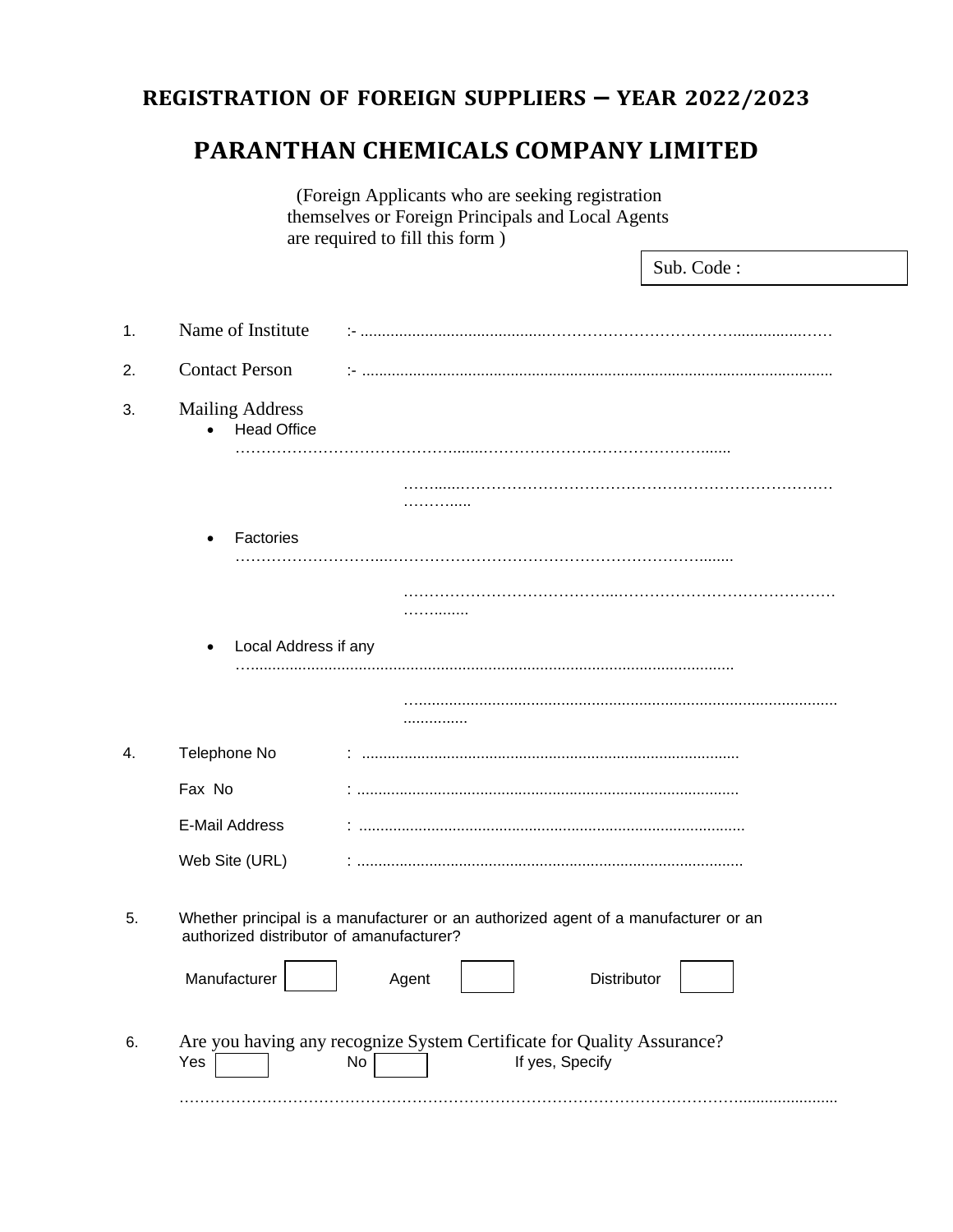## REGISTRATION OF FOREIGN SUPPLIERS – YEAR 2022/2023

# PARANTHAN CHEMICALS COMPANY LIMITED

(Foreign Applicants who are seeking registration themselves or Foreign Principals and Local Agents are required to fill this form )

| Sub. Code : |
|---|

1. Name of Institute :- ..........................................................................................................

2. Contact Person :- ..........................................................................................................

3. Mailing Address
   - Head Office ..........................................................................................................

     ..........................................................................................................
   - Factories ..........................................................................................................

     ..........................................................................................................
   - Local Address if any ..........................................................................................................

     ..........................................................................................................

4. Telephone No : ..........................................................................................

   Fax No : ..........................................................................................

   E-Mail Address : ..........................................................................................

   Web Site (URL) : ..........................................................................................

5. Whether principal is a manufacturer or an authorized agent of a manufacturer or an authorized distributor of amanufacturer?

   Manufacturer ☐ Agent ☐ Distributor ☐

6. Are you having any recognize System Certificate for Quality Assurance?

   Yes ☐ No ☐ If yes, Specify

   ..........................................................................................................................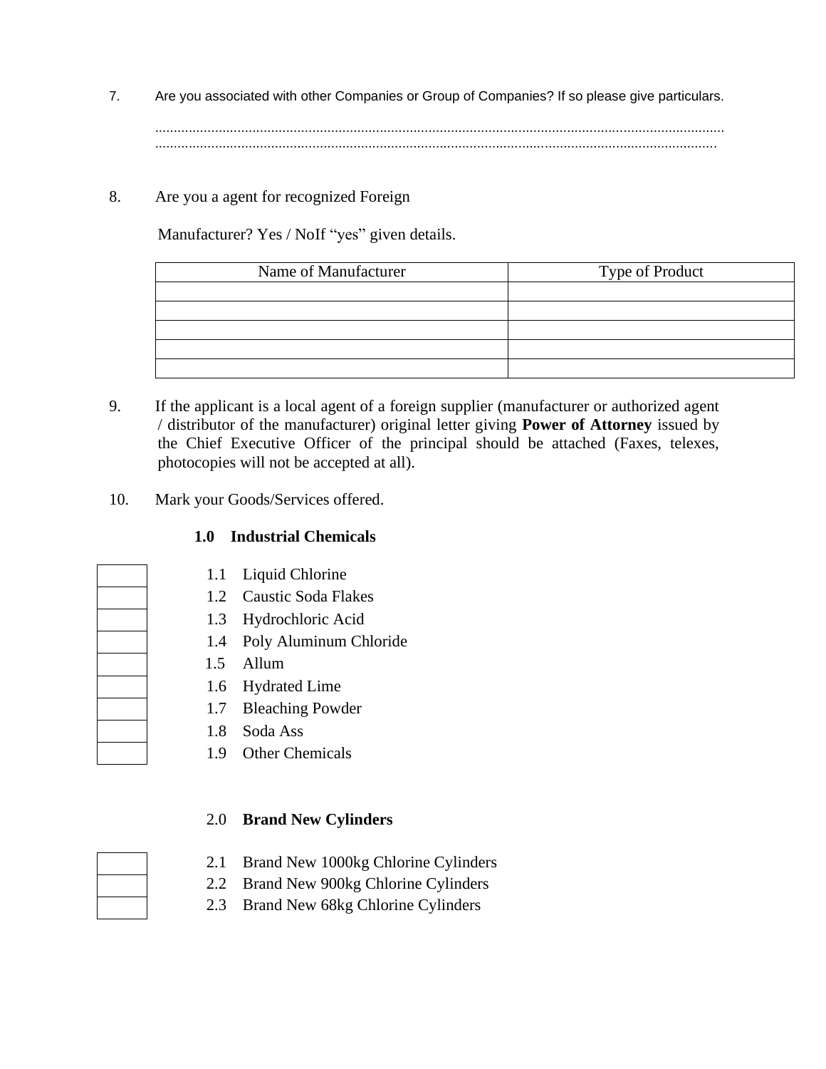7. Are you associated with other Companies or Group of Companies? If so please give particulars.

......................................................................................................................................................
......................................................................................................................................................

8. Are you a agent for recognized Foreign

Manufacturer? Yes / NoIf "yes" given details.

| Name of Manufacturer | Type of Product |
|---|---|
| | |
| | |
| | |
| | |
| | |

9. If the applicant is a local agent of a foreign supplier (manufacturer or authorized agent / distributor of the manufacturer) original letter giving **Power of Attorney** issued by the Chief Executive Officer of the principal should be attached (Faxes, telexes, photocopies will not be accepted at all).

10. Mark your Goods/Services offered.

**1.0 Industrial Chemicals**

- [ ] 1.1 Liquid Chlorine
- [ ] 1.2 Caustic Soda Flakes
- [ ] 1.3 Hydrochloric Acid
- [ ] 1.4 Poly Aluminum Chloride
- [ ] 1.5 Allum
- [ ] 1.6 Hydrated Lime
- [ ] 1.7 Bleaching Powder
- [ ] 1.8 Soda Ass
- [ ] 1.9 Other Chemicals

2.0 **Brand New Cylinders**

- [ ] 2.1 Brand New 1000kg Chlorine Cylinders
- [ ] 2.2 Brand New 900kg Chlorine Cylinders
- [ ] 2.3 Brand New 68kg Chlorine Cylinders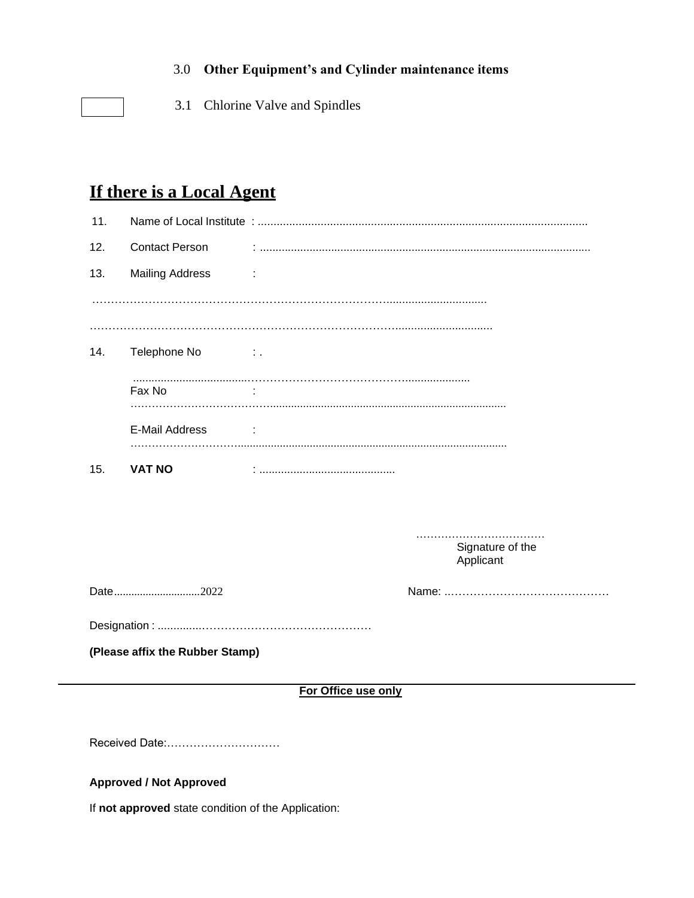3.0 **Other Equipment's and Cylinder maintenance items**

☐ 3.1 Chlorine Valve and Spindles

## If there is a Local Agent

11. Name of Local Institute : ........................................................................................................

12. Contact Person : ..........................................................................................................

13. Mailing Address :

………………………………………………………………………...............................

………………………………………………………………………...............................

14. Telephone No : .

.....................................………………………………….....................

Fax No :

…………………………………...............................................................................

E-Mail Address :

…………………………..........................................................................................

15. **VAT NO** : ............................................

………………………………
Signature of the Applicant

Date.............................2022

Name: ..……………………………………

Designation : ..............………………………………………

**(Please affix the Rubber Stamp)**

---

**For Office use only**

Received Date:…………………………

**Approved / Not Approved**

If **not approved** state condition of the Application: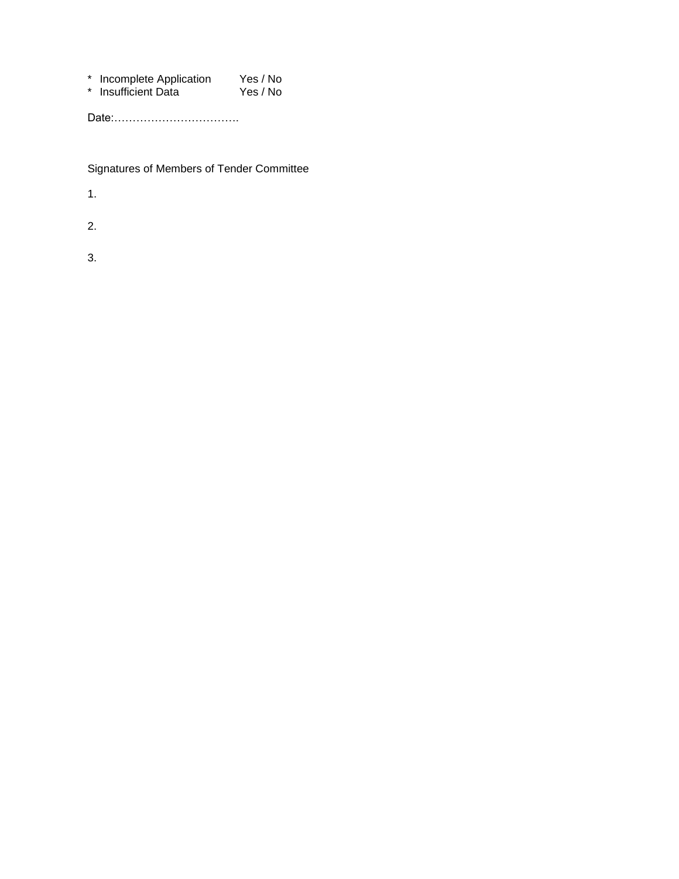* Incomplete Application Yes / No
* Insufficient Data Yes / No

Date:…………………………….

Signatures of Members of Tender Committee

1.

2.

3.